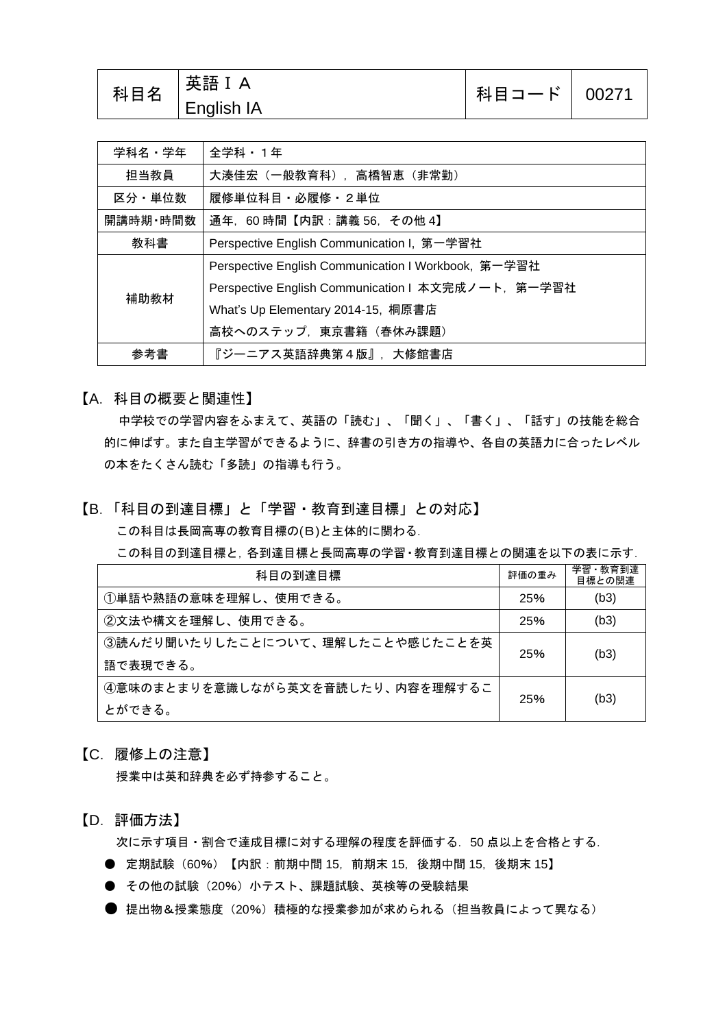| 科目名 | 英語ⅠA<br>English IA | 科目コード | 00271 |
|---|---|---|---|

| | |
|---|---|
| 学科名・学年 | 全学科・１年 |
| 担当教員 | 大湊佳宏（一般教育科），高橋智恵（非常勤） |
| 区分・単位数 | 履修単位科目・必履修・２単位 |
| 開講時期・時間数 | 通年，60 時間【内訳：講義 56，その他 4】 |
| 教科書 | Perspective English Communication I, 第一学習社 |
| 補助教材 | Perspective English Communication I Workbook, 第一学習社<br>Perspective English Communication I 本文完成ノート，第一学習社<br>What's Up Elementary 2014-15, 桐原書店<br>高校へのステップ，東京書籍（春休み課題） |
| 参考書 | 『ジーニアス英語辞典第４版』，大修館書店 |

## 【A. 科目の概要と関連性】

中学校での学習内容をふまえて、英語の「読む」、「聞く」、「書く」、「話す」の技能を総合的に伸ばす。また自主学習ができるように、辞書の引き方の指導や、各自の英語力に合ったレベルの本をたくさん読む「多読」の指導も行う。

## 【B. 「科目の到達目標」と「学習・教育到達目標」との対応】

この科目は長岡高専の教育目標の(B)と主体的に関わる.

この科目の到達目標と，各到達目標と長岡高専の学習・教育到達目標との関連を以下の表に示す.

| 科目の到達目標 | 評価の重み | 学習・教育到達目標との関連 |
|---|---|---|
| ①単語や熟語の意味を理解し、使用できる。 | 25% | (b3) |
| ②文法や構文を理解し、使用できる。 | 25% | (b3) |
| ③読んだり聞いたりしたことについて、理解したことや感じたことを英語で表現できる。 | 25% | (b3) |
| ④意味のまとまりを意識しながら英文を音読したり、内容を理解することができる。 | 25% | (b3) |

## 【C. 履修上の注意】

授業中は英和辞典を必ず持参すること。

## 【D. 評価方法】

次に示す項目・割合で達成目標に対する理解の程度を評価する．50 点以上を合格とする.

- 定期試験（60%）【内訳：前期中間 15，前期末 15，後期中間 15，後期末 15】
- その他の試験（20%）小テスト、課題試験、英検等の受験結果
- 提出物＆授業態度（20%）積極的な授業参加が求められる（担当教員によって異なる）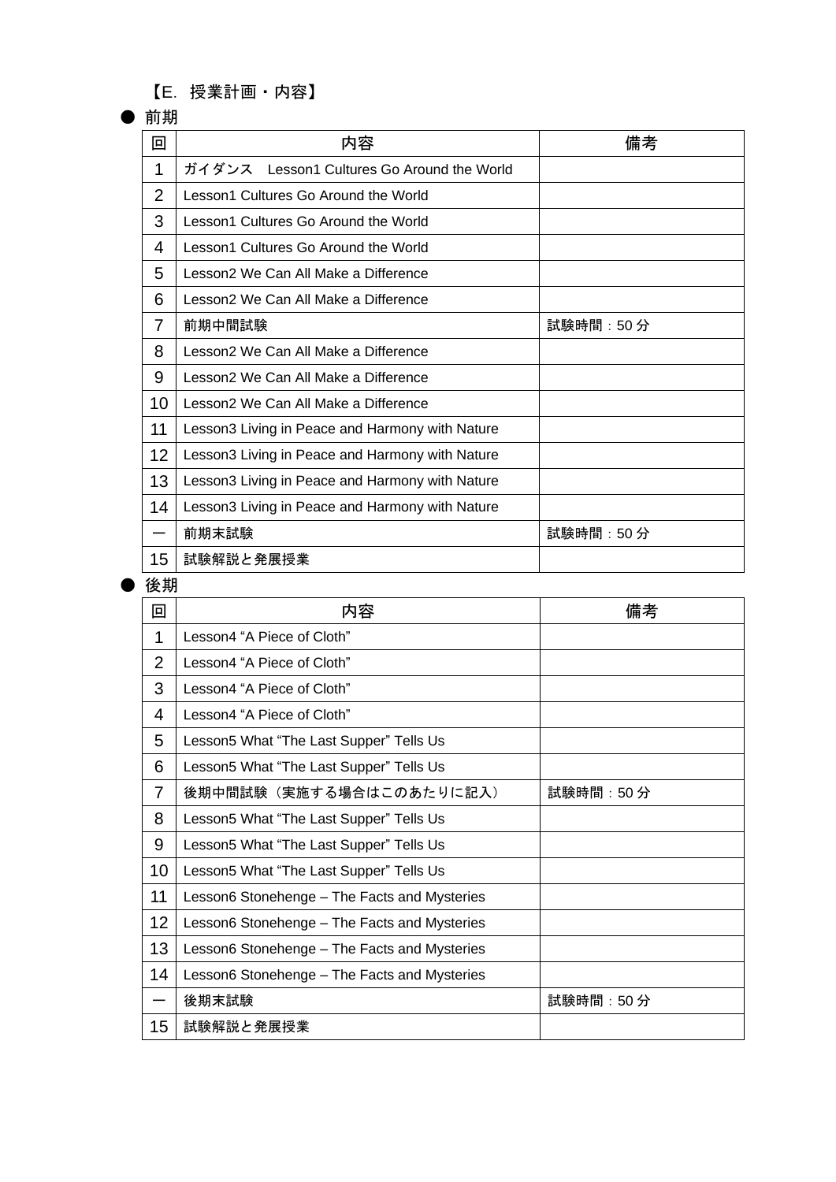【E. 授業計画・内容】

● 前期

| 回 | 内容 | 備考 |
|---|---|---|
| 1 | ガイダンス Lesson1 Cultures Go Around the World | |
| 2 | Lesson1 Cultures Go Around the World | |
| 3 | Lesson1 Cultures Go Around the World | |
| 4 | Lesson1 Cultures Go Around the World | |
| 5 | Lesson2 We Can All Make a Difference | |
| 6 | Lesson2 We Can All Make a Difference | |
| 7 | 前期中間試験 | 試験時間：50 分 |
| 8 | Lesson2 We Can All Make a Difference | |
| 9 | Lesson2 We Can All Make a Difference | |
| 10 | Lesson2 We Can All Make a Difference | |
| 11 | Lesson3 Living in Peace and Harmony with Nature | |
| 12 | Lesson3 Living in Peace and Harmony with Nature | |
| 13 | Lesson3 Living in Peace and Harmony with Nature | |
| 14 | Lesson3 Living in Peace and Harmony with Nature | |
| ー | 前期末試験 | 試験時間：50 分 |
| 15 | 試験解説と発展授業 | |

● 後期

| 回 | 内容 | 備考 |
|---|---|---|
| 1 | Lesson4 “A Piece of Cloth” | |
| 2 | Lesson4 “A Piece of Cloth” | |
| 3 | Lesson4 “A Piece of Cloth” | |
| 4 | Lesson4 “A Piece of Cloth” | |
| 5 | Lesson5 What “The Last Supper” Tells Us | |
| 6 | Lesson5 What “The Last Supper” Tells Us | |
| 7 | 後期中間試験（実施する場合はこのあたりに記入） | 試験時間：50 分 |
| 8 | Lesson5 What “The Last Supper” Tells Us | |
| 9 | Lesson5 What “The Last Supper” Tells Us | |
| 10 | Lesson5 What “The Last Supper” Tells Us | |
| 11 | Lesson6 Stonehenge – The Facts and Mysteries | |
| 12 | Lesson6 Stonehenge – The Facts and Mysteries | |
| 13 | Lesson6 Stonehenge – The Facts and Mysteries | |
| 14 | Lesson6 Stonehenge – The Facts and Mysteries | |
| ー | 後期末試験 | 試験時間：50 分 |
| 15 | 試験解説と発展授業 | |